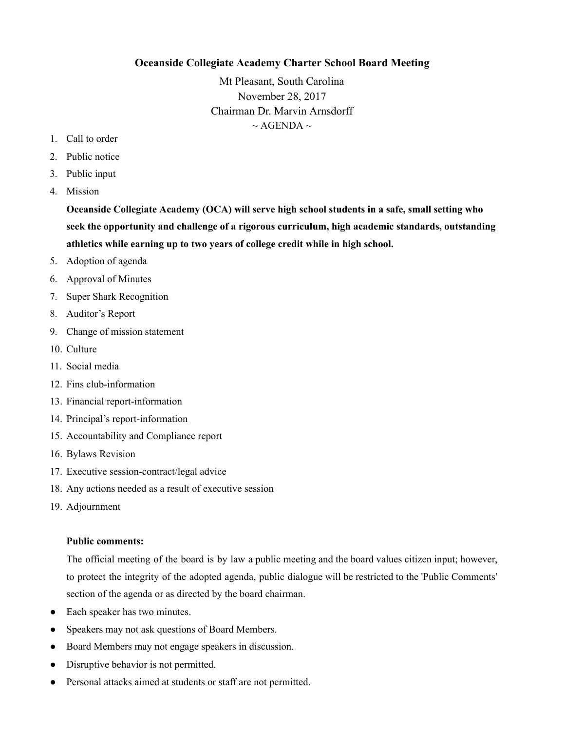# Oceanside Collegiate Academy Charter School Board Meeting

Mt Pleasant, South Carolina
November 28, 2017
Chairman Dr. Marvin Arnsdorff
~ AGENDA ~

1. Call to order
2. Public notice
3. Public input
4. Mission

   **Oceanside Collegiate Academy (OCA) will serve high school students in a safe, small setting who seek the opportunity and challenge of a rigorous curriculum, high academic standards, outstanding athletics while earning up to two years of college credit while in high school.**

5. Adoption of agenda
6. Approval of Minutes
7. Super Shark Recognition
8. Auditor's Report
9. Change of mission statement
10. Culture
11. Social media
12. Fins club-information
13. Financial report-information
14. Principal's report-information
15. Accountability and Compliance report
16. Bylaws Revision
17. Executive session-contract/legal advice
18. Any actions needed as a result of executive session
19. Adjournment

**Public comments:**

The official meeting of the board is by law a public meeting and the board values citizen input; however, to protect the integrity of the adopted agenda, public dialogue will be restricted to the 'Public Comments' section of the agenda or as directed by the board chairman.

- Each speaker has two minutes.
- Speakers may not ask questions of Board Members.
- Board Members may not engage speakers in discussion.
- Disruptive behavior is not permitted.
- Personal attacks aimed at students or staff are not permitted.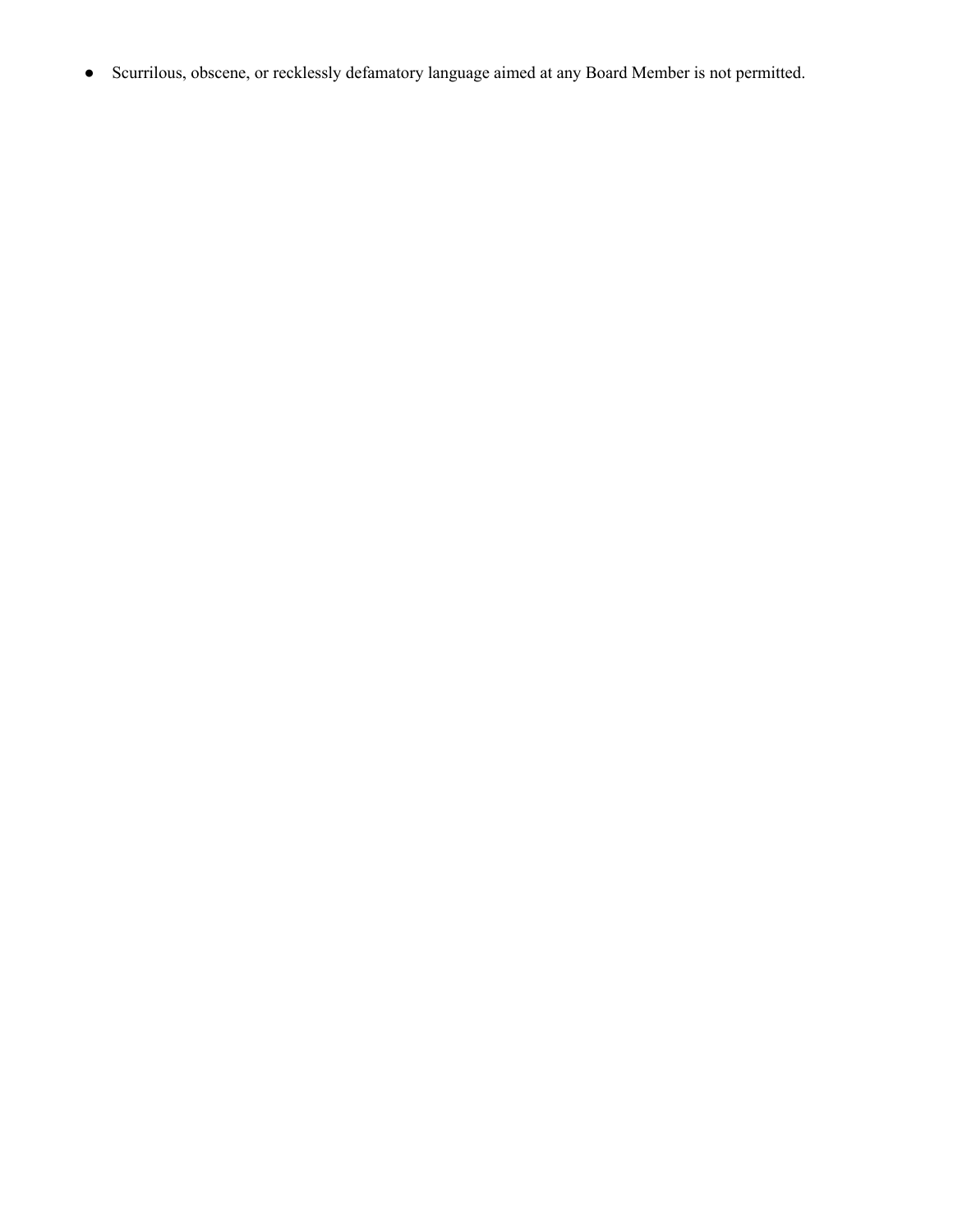- Scurrilous, obscene, or recklessly defamatory language aimed at any Board Member is not permitted.